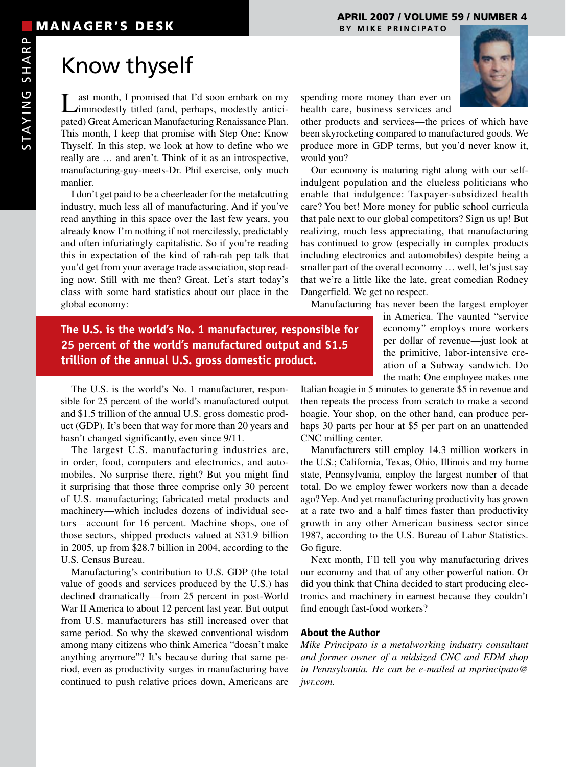# Know thyself

BY MIKE PRINCIPATO

Last month, I promised that I'd soon embark on my immodestly titled (and, perhaps, modestly anticipated) Great American Manufacturing Renaissance Plan. This month, I keep that promise with Step One: Know Thyself. In this step, we look at how to define who we really are … and aren't. Think of it as an introspective, manufacturing-guy-meets-Dr. Phil exercise, only much manlier.

I don't get paid to be a cheerleader for the metalcutting industry, much less all of manufacturing. And if you've read anything in this space over the last few years, you already know I'm nothing if not mercilessly, predictably and often infuriatingly capitalistic. So if you're reading this in expectation of the kind of rah-rah pep talk that you'd get from your average trade association, stop reading now. Still with me then? Great. Let's start today's class with some hard statistics about our place in the global economy:

**The U.S. is the world's No. 1 manufacturer, responsible for 25 percent of the world's manufactured output and $1.5 trillion of the annual U.S. gross domestic product.**

The U.S. is the world's No. 1 manufacturer, responsible for 25 percent of the world's manufactured output and $1.5 trillion of the annual U.S. gross domestic product (GDP). It's been that way for more than 20 years and hasn't changed significantly, even since 9/11.

The largest U.S. manufacturing industries are, in order, food, computers and electronics, and automobiles. No surprise there, right? But you might find it surprising that those three comprise only 30 percent of U.S. manufacturing; fabricated metal products and machinery—which includes dozens of individual sectors—account for 16 percent. Machine shops, one of those sectors, shipped products valued at $31.9 billion in 2005, up from $28.7 billion in 2004, according to the U.S. Census Bureau.

Manufacturing's contribution to U.S. GDP (the total value of goods and services produced by the U.S.) has declined dramatically—from 25 percent in post-World War II America to about 12 percent last year. But output from U.S. manufacturers has still increased over that same period. So why the skewed conventional wisdom among many citizens who think America "doesn't make anything anymore"? It's because during that same period, even as productivity surges in manufacturing have continued to push relative prices down, Americans are spending more money than ever on health care, business services and other products and services—the prices of which have been skyrocketing compared to manufactured goods. We produce more in GDP terms, but you'd never know it, would you?

Our economy is maturing right along with our self-indulgent population and the clueless politicians who enable that indulgence: Taxpayer-subsidized health care? You bet! More money for public school curricula that pale next to our global competitors? Sign us up! But realizing, much less appreciating, that manufacturing has continued to grow (especially in complex products including electronics and automobiles) despite being a smaller part of the overall economy … well, let's just say that we're a little like the late, great comedian Rodney Dangerfield. We get no respect.

Manufacturing has never been the largest employer in America. The vaunted "service economy" employs more workers per dollar of revenue—just look at the primitive, labor-intensive creation of a Subway sandwich. Do the math: One employee makes one Italian hoagie in 5 minutes to generate $5 in revenue and then repeats the process from scratch to make a second hoagie. Your shop, on the other hand, can produce perhaps 30 parts per hour at $5 per part on an unattended CNC milling center.

Manufacturers still employ 14.3 million workers in the U.S.; California, Texas, Ohio, Illinois and my home state, Pennsylvania, employ the largest number of that total. Do we employ fewer workers now than a decade ago? Yep. And yet manufacturing productivity has grown at a rate two and a half times faster than productivity growth in any other American business sector since 1987, according to the U.S. Bureau of Labor Statistics. Go figure.

Next month, I'll tell you why manufacturing drives our economy and that of any other powerful nation. Or did you think that China decided to start producing electronics and machinery in earnest because they couldn't find enough fast-food workers?

### About the Author

*Mike Principato is a metalworking industry consultant and former owner of a midsized CNC and EDM shop in Pennsylvania. He can be e-mailed at mprincipato@jwr.com.*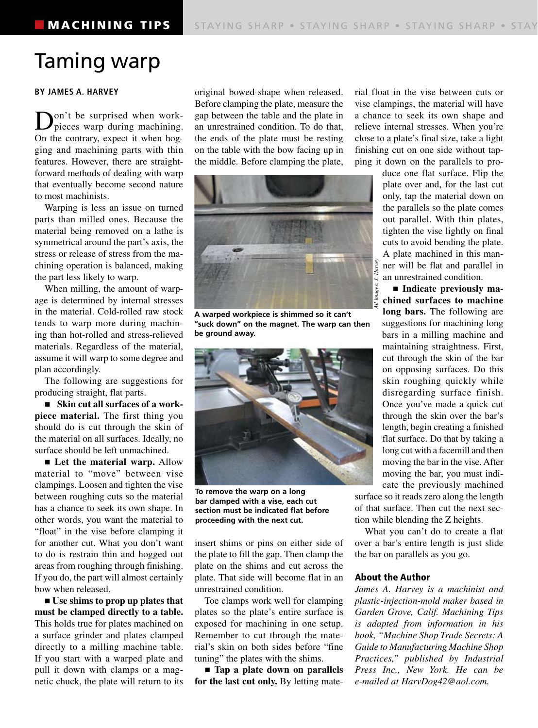# Taming warp

**BY JAMES A. HARVEY**

Don't be surprised when workpieces warp during machining. On the contrary, expect it when hogging and machining parts with thin features. However, there are straightforward methods of dealing with warp that eventually become second nature to most machinists.

Warping is less an issue on turned parts than milled ones. Because the material being removed on a lathe is symmetrical around the part's axis, the stress or release of stress from the machining operation is balanced, making the part less likely to warp.

When milling, the amount of warpage is determined by internal stresses in the material. Cold-rolled raw stock tends to warp more during machining than hot-rolled and stress-relieved materials. Regardless of the material, assume it will warp to some degree and plan accordingly.

The following are suggestions for producing straight, flat parts.

■ **Skin cut all surfaces of a workpiece material.** The first thing you should do is cut through the skin of the material on all surfaces. Ideally, no surface should be left unmachined.

■ **Let the material warp.** Allow material to "move" between vise clampings. Loosen and tighten the vise between roughing cuts so the material has a chance to seek its own shape. In other words, you want the material to "float" in the vise before clamping it for another cut. What you don't want to do is restrain thin and hogged out areas from roughing through finishing. If you do, the part will almost certainly bow when released.

■ **Use shims to prop up plates that must be clamped directly to a table.** This holds true for plates machined on a surface grinder and plates clamped directly to a milling machine table. If you start with a warped plate and pull it down with clamps or a magnetic chuck, the plate will return to its original bowed-shape when released. Before clamping the plate, measure the gap between the table and the plate in an unrestrained condition. To do that, the ends of the plate must be resting on the table with the bow facing up in the middle. Before clamping the plate, insert shims or pins on either side of the plate to fill the gap. Then clamp the plate on the shims and cut across the plate. That side will become flat in an unrestrained condition.

**A warped workpiece is shimmed so it can't "suck down" on the magnet. The warp can then be ground away.**

**To remove the warp on a long bar clamped with a vise, each cut section must be indicated flat before proceeding with the next cut.**

*All images: J. Harvey*

Toe clamps work well for clamping plates so the plate's entire surface is exposed for machining in one setup. Remember to cut through the material's skin on both sides before "fine tuning" the plates with the shims.

■ **Tap a plate down on parallels for the last cut only.** By letting material float in the vise between cuts or vise clampings, the material will have a chance to seek its own shape and relieve internal stresses. When you're close to a plate's final size, take a light finishing cut on one side without tapping it down on the parallels to produce one flat surface. Flip the plate over and, for the last cut only, tap the material down on the parallels so the plate comes out parallel. With thin plates, tighten the vise lightly on final cuts to avoid bending the plate. A plate machined in this manner will be flat and parallel in an unrestrained condition.

■ **Indicate previously machined surfaces to machine long bars.** The following are suggestions for machining long bars in a milling machine and maintaining straightness. First, cut through the skin of the bar on opposing surfaces. Do this skin roughing quickly while disregarding surface finish. Once you've made a quick cut through the skin over the bar's length, begin creating a finished flat surface. Do that by taking a long cut with a facemill and then moving the bar in the vise. After moving the bar, you must indicate the previously machined surface so it reads zero along the length of that surface. Then cut the next section while blending the Z heights.

What you can't do to create a flat over a bar's entire length is just slide the bar on parallels as you go.

### About the Author

*James A. Harvey is a machinist and plastic-injection-mold maker based in Garden Grove, Calif. Machining Tips is adapted from information in his book, "Machine Shop Trade Secrets: A Guide to Manufacturing Machine Shop Practices," published by Industrial Press Inc., New York. He can be e-mailed at HarvDog42@aol.com.*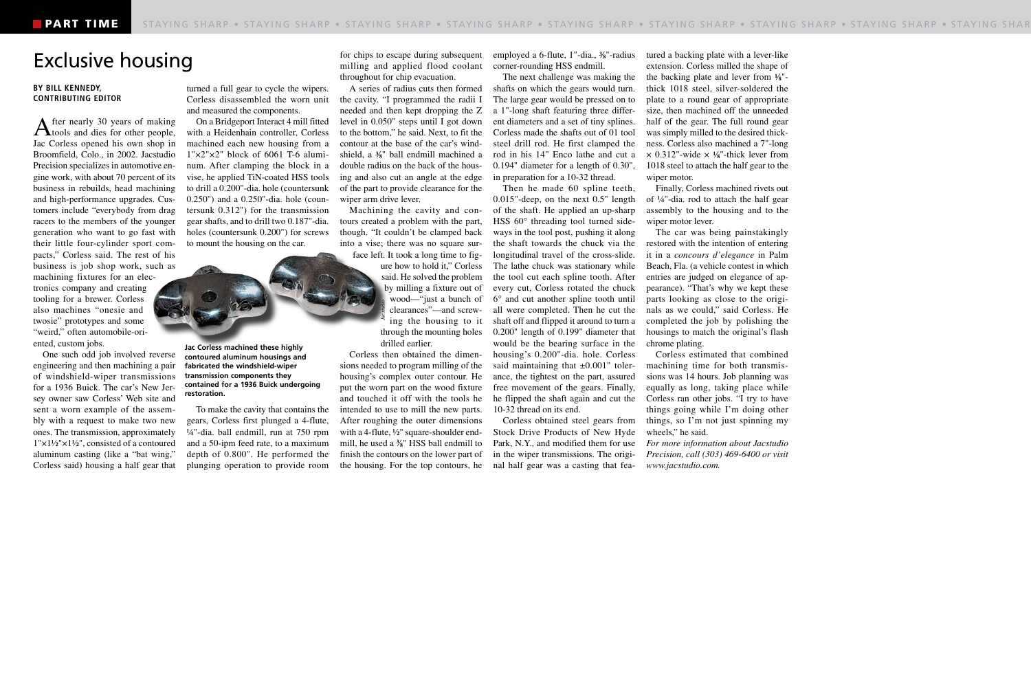# Exclusive housing

**BY BILL KENNEDY, CONTRIBUTING EDITOR**

After nearly 30 years of making tools and dies for other people, Jac Corless opened his own shop in Broomfield, Colo., in 2002. Jacstudio Precision specializes in automotive engine work, with about 70 percent of its business in rebuilds, head machining and high-performance upgrades. Customers include "everybody from drag racers to the members of the younger generation who want to go fast with their little four-cylinder sport compacts," Corless said. The rest of his business is job shop work, such as machining fixtures for an electronics company and creating tooling for a brewer. Corless also machines "onesie and twosie" prototypes and some "weird," often automobile-oriented, custom jobs.

One such odd job involved reverse engineering and then machining a pair of windshield-wiper transmissions for a 1936 Buick. The car's New Jersey owner saw Corless' Web site and sent a worn example of the assembly with a request to make two new ones. The transmission, approximately 1"×1½"×1½", consisted of a contoured aluminum casting (like a "bat wing," Corless said) housing a half gear that turned a full gear to cycle the wipers. Corless disassembled the worn unit and measured the components.

On a Bridgeport Interact 4 mill fitted with a Heidenhain controller, Corless machined each new housing from a 1"×2"×2" block of 6061 T-6 aluminum. After clamping the block in a vise, he applied TiN-coated HSS tools to drill a 0.200"-dia. hole (countersunk 0.250") and a 0.250"-dia. hole (countersunk 0.312") for the transmission gear shafts, and to drill two 0.187"-dia. holes (countersunk 0.200") for screws to mount the housing on the car.

**Jac Corless machined these highly contoured aluminum housings and fabricated the windshield-wiper transmission components they contained for a 1936 Buick undergoing restoration.**

To make the cavity that contains the gears, Corless first plunged a 4-flute, ¼"-dia. ball endmill, run at 750 rpm and a 50-ipm feed rate, to a maximum depth of 0.800". He performed the plunging operation to provide room for chips to escape during subsequent milling and applied flood coolant throughout for chip evacuation.

A series of radius cuts then formed the cavity. "I programmed the radii I needed and then kept dropping the Z level in 0.050" steps until I got down to the bottom," he said. Next, to fit the contour at the base of the car's windshield, a ⅜" ball endmill machined a double radius on the back of the housing and also cut an angle at the edge of the part to provide clearance for the wiper arm drive lever.

Machining the cavity and contours created a problem with the part, though. "It couldn't be clamped back into a vise; there was no square surface left. It took a long time to figure how to hold it," Corless said. He solved the problem by milling a fixture out of wood—"just a bunch of clearances"—and screwing the housing to it through the mounting holes drilled earlier.

Corless then obtained the dimensions needed to program milling of the housing's complex outer contour. He put the worn part on the wood fixture and touched it off with the tools he intended to use to mill the new parts. After roughing the outer dimensions with a 4-flute, ½" square-shoulder endmill, he used a ⅜" HSS ball endmill to finish the contours on the lower part of the housing. For the top contours, he employed a 6-flute, 1"-dia., ⅜"-radius corner-rounding HSS endmill.

The next challenge was making the shafts on which the gears would turn. The large gear would be pressed on to a 1"-long shaft featuring three different diameters and a set of tiny splines. Corless made the shafts out of 01 tool steel drill rod. He first clamped the rod in his 14" Enco lathe and cut a 0.194" diameter for a length of 0.30", in preparation for a 10-32 thread.

Then he made 60 spline teeth, 0.015"-deep, on the next 0.5" length of the shaft. He applied an up-sharp HSS 60° threading tool turned sideways in the tool post, pushing it along the shaft towards the chuck via the longitudinal travel of the cross-slide. The lathe chuck was stationary while the tool cut each spline tooth. After every cut, Corless rotated the chuck 6° and cut another spline tooth until all were completed. Then he cut the shaft off and flipped it around to turn a 0.200" length of 0.199" diameter that would be the bearing surface in the housing's 0.200"-dia. hole. Corless said maintaining that ±0.001" tolerance, the tightest on the part, assured free movement of the gears. Finally, he flipped the shaft again and cut the 10-32 thread on its end.

Corless obtained steel gears from Stock Drive Products of New Hyde Park, N.Y., and modified them for use in the wiper transmissions. The original half gear was a casting that featured a backing plate with a lever-like extension. Corless milled the shape of the backing plate and lever from ⅛"-thick 1018 steel, silver-soldered the plate to a round gear of appropriate size, then machined off the unneeded half of the gear. The full round gear was simply milled to the desired thickness. Corless also machined a 7"-long × 0.312"-wide × ⅛"-thick lever from 1018 steel to attach the half gear to the wiper motor.

Finally, Corless machined rivets out of ¼"-dia. rod to attach the half gear assembly to the housing and to the wiper motor lever.

The car was being painstakingly restored with the intention of entering it in a *concours d'elegance* in Palm Beach, Fla. (a vehicle contest in which entries are judged on elegance of appearance). "That's why we kept these parts looking as close to the originals as we could," said Corless. He completed the job by polishing the housings to match the original's flash chrome plating.

Corless estimated that combined machining time for both transmissions was 14 hours. Job planning was equally as long, taking place while Corless ran other jobs. "I try to have things going while I'm doing other things, so I'm not just spinning my wheels," he said.

*For more information about Jacstudio Precision, call (303) 469-6400 or visit www.jacstudio.com.*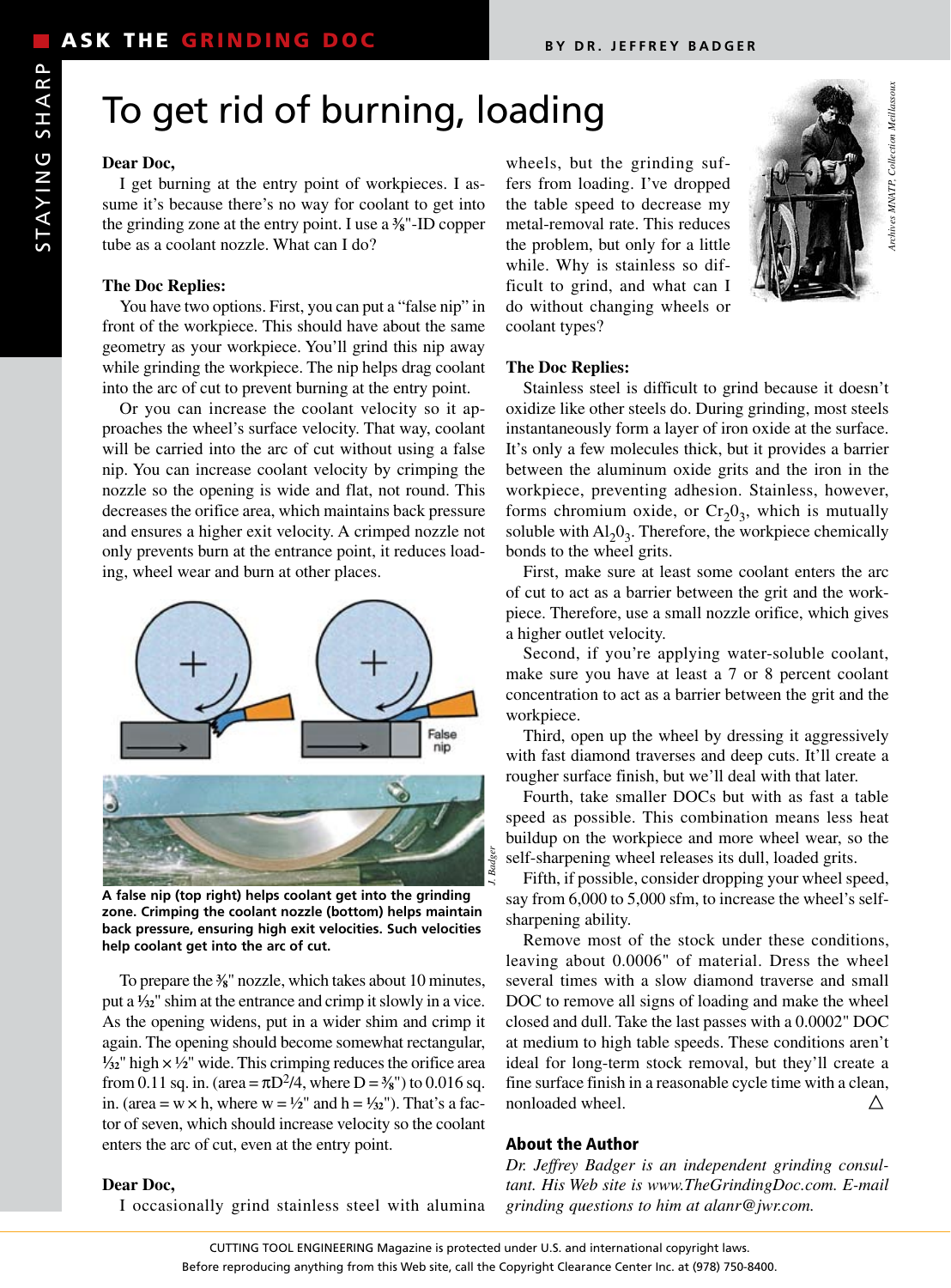# To get rid of burning, loading

**Dear Doc,**

I get burning at the entry point of workpieces. I assume it's because there's no way for coolant to get into the grinding zone at the entry point. I use a ⅜"-ID copper tube as a coolant nozzle. What can I do?

**The Doc Replies:**

You have two options. First, you can put a "false nip" in front of the workpiece. This should have about the same geometry as your workpiece. You'll grind this nip away while grinding the workpiece. The nip helps drag coolant into the arc of cut to prevent burning at the entry point.

Or you can increase the coolant velocity so it approaches the wheel's surface velocity. That way, coolant will be carried into the arc of cut without using a false nip. You can increase coolant velocity by crimping the nozzle so the opening is wide and flat, not round. This decreases the orifice area, which maintains back pressure and ensures a higher exit velocity. A crimped nozzle not only prevents burn at the entrance point, it reduces loading, wheel wear and burn at other places.

False nip

J. Badger

**A false nip (top right) helps coolant get into the grinding zone. Crimping the coolant nozzle (bottom) helps maintain back pressure, ensuring high exit velocities. Such velocities help coolant get into the arc of cut.**

To prepare the ⅜" nozzle, which takes about 10 minutes, put a $\frac{1}{32}$" shim at the entrance and crimp it slowly in a vice. As the opening widens, put in a wider shim and crimp it again. The opening should become somewhat rectangular, $\frac{1}{32}$" high × ½" wide. This crimping reduces the orifice area from 0.11 sq. in. (area = $\pi D^2/4$, where D = ⅜") to 0.016 sq. in. (area = w × h, where w = ½" and h = $\frac{1}{32}$"). That's a factor of seven, which should increase velocity so the coolant enters the arc of cut, even at the entry point.

**Dear Doc,**

I occasionally grind stainless steel with alumina wheels, but the grinding suffers from loading. I've dropped the table speed to decrease my metal-removal rate. This reduces the problem, but only for a little while. Why is stainless so difficult to grind, and what can I do without changing wheels or coolant types?

*Archives MNATP, Collection Meillassoux*

**The Doc Replies:**

Stainless steel is difficult to grind because it doesn't oxidize like other steels do. During grinding, most steels instantaneously form a layer of iron oxide at the surface. It's only a few molecules thick, but it provides a barrier between the aluminum oxide grits and the iron in the workpiece, preventing adhesion. Stainless, however, forms chromium oxide, or $Cr_2O_3$, which is mutually soluble with $Al_2O_3$. Therefore, the workpiece chemically bonds to the wheel grits.

First, make sure at least some coolant enters the arc of cut to act as a barrier between the grit and the workpiece. Therefore, use a small nozzle orifice, which gives a higher outlet velocity.

Second, if you're applying water-soluble coolant, make sure you have at least a 7 or 8 percent coolant concentration to act as a barrier between the grit and the workpiece.

Third, open up the wheel by dressing it aggressively with fast diamond traverses and deep cuts. It'll create a rougher surface finish, but we'll deal with that later.

Fourth, take smaller DOCs but with as fast a table speed as possible. This combination means less heat buildup on the workpiece and more wheel wear, so the self-sharpening wheel releases its dull, loaded grits.

Fifth, if possible, consider dropping your wheel speed, say from 6,000 to 5,000 sfm, to increase the wheel's self-sharpening ability.

Remove most of the stock under these conditions, leaving about 0.0006" of material. Dress the wheel several times with a slow diamond traverse and small DOC to remove all signs of loading and make the wheel closed and dull. Take the last passes with a 0.0002" DOC at medium to high table speeds. These conditions aren't ideal for long-term stock removal, but they'll create a fine surface finish in a reasonable cycle time with a clean, nonloaded wheel. △

## About the Author

*Dr. Jeffrey Badger is an independent grinding consultant. His Web site is www.TheGrindingDoc.com. E-mail grinding questions to him at alanr@jwr.com.*

CUTTING TOOL ENGINEERING Magazine is protected under U.S. and international copyright laws.
Before reproducing anything from this Web site, call the Copyright Clearance Center Inc. at (978) 750-8400.